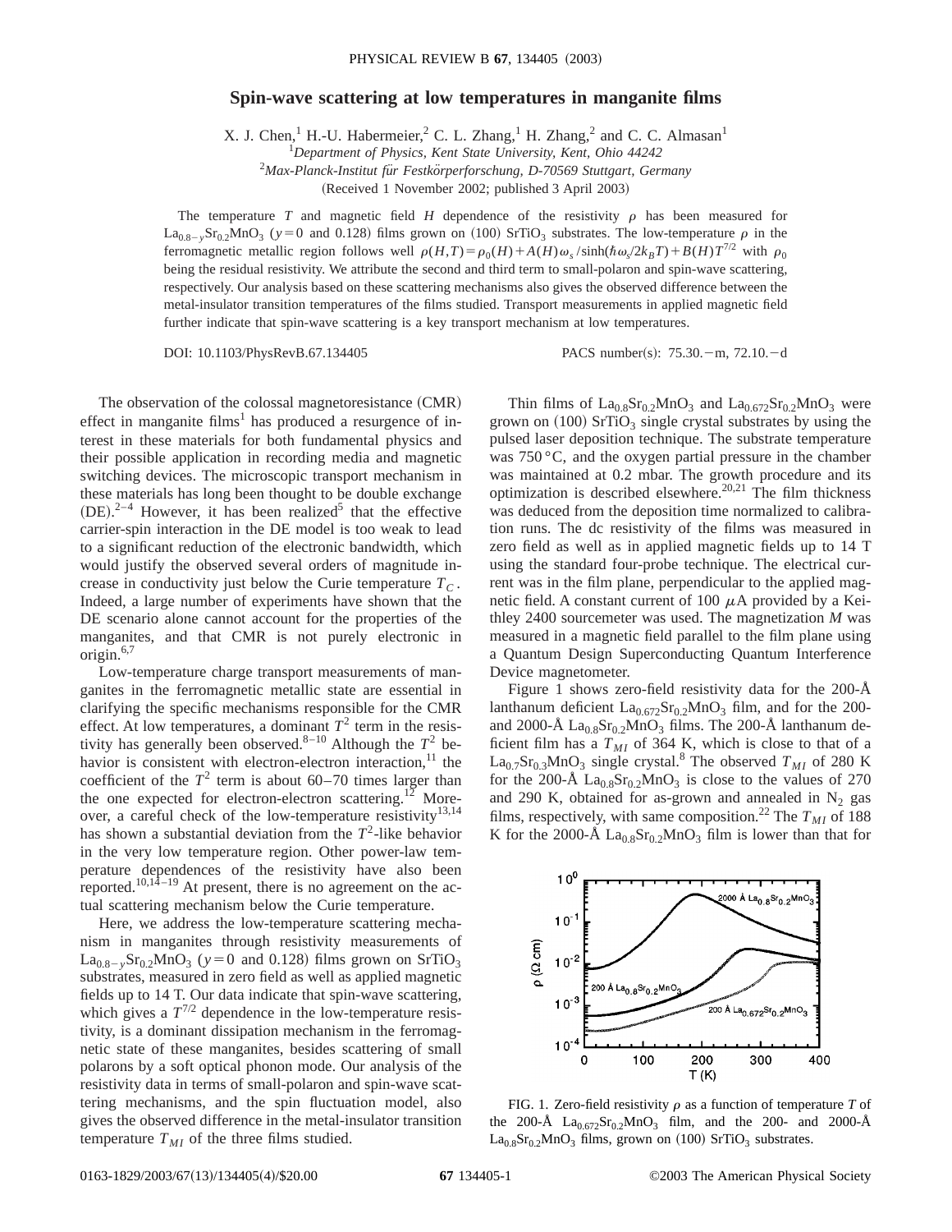# Spin-wave scattering at low temperatures in manganite films

X. J. Chen,[1] H.-U. Habermeier,[2] C. L. Zhang,[1] H. Zhang,[2] and C. C. Almasan[1]

[1]*Department of Physics, Kent State University, Kent, Ohio 44242*

[2]*Max-Planck-Institut für Festkörperforschung, D-70569 Stuttgart, Germany*

(Received 1 November 2002; published 3 April 2003)

The temperature $T$ and magnetic field $H$ dependence of the resistivity $\rho$ has been measured for $La_{0.8-y}Sr_{0.2}MnO_3$ ($y=0$ and 0.128) films grown on (100) $SrTiO_3$ substrates. The low-temperature $\rho$ in the ferromagnetic metallic region follows well $\rho(H,T)=\rho_0(H)+A(H)\omega_s/\sinh(\hbar\omega_s/2k_BT)+B(H)T^{7/2}$ with $\rho_0$ being the residual resistivity. We attribute the second and third term to small-polaron and spin-wave scattering, respectively. Our analysis based on these scattering mechanisms also gives the observed difference between the metal-insulator transition temperatures of the films studied. Transport measurements in applied magnetic field further indicate that spin-wave scattering is a key transport mechanism at low temperatures.

DOI: 10.1103/PhysRevB.67.134405 PACS number(s): 75.30.−m, 72.10.−d

The observation of the colossal magnetoresistance (CMR) effect in manganite films[1] has produced a resurgence of interest in these materials for both fundamental physics and their possible application in recording media and magnetic switching devices. The microscopic transport mechanism in these materials has long been thought to be double exchange (DE).[2–4] However, it has been realized[5] that the effective carrier-spin interaction in the DE model is too weak to lead to a significant reduction of the electronic bandwidth, which would justify the observed several orders of magnitude increase in conductivity just below the Curie temperature $T_C$. Indeed, a large number of experiments have shown that the DE scenario alone cannot account for the properties of the manganites, and that CMR is not purely electronic in origin.[6,7]

Low-temperature charge transport measurements of manganites in the ferromagnetic metallic state are essential in clarifying the specific mechanisms responsible for the CMR effect. At low temperatures, a dominant $T^2$ term in the resistivity has generally been observed.[8–10] Although the $T^2$ behavior is consistent with electron-electron interaction,[11] the coefficient of the $T^2$ term is about 60–70 times larger than the one expected for electron-electron scattering.[12] Moreover, a careful check of the low-temperature resistivity[13,14] has shown a substantial deviation from the $T^2$-like behavior in the very low temperature region. Other power-law temperature dependences of the resistivity have also been reported.[10,14–19] At present, there is no agreement on the actual scattering mechanism below the Curie temperature.

Here, we address the low-temperature scattering mechanism in manganites through resistivity measurements of $La_{0.8-y}Sr_{0.2}MnO_3$ ($y=0$ and 0.128) films grown on $SrTiO_3$ substrates, measured in zero field as well as applied magnetic fields up to 14 T. Our data indicate that spin-wave scattering, which gives a $T^{7/2}$ dependence in the low-temperature resistivity, is a dominant dissipation mechanism in the ferromagnetic state of these manganites, besides scattering of small polarons by a soft optical phonon mode. Our analysis of the resistivity data in terms of small-polaron and spin-wave scattering mechanisms, and the spin fluctuation model, also gives the observed difference in the metal-insulator transition temperature $T_{MI}$ of the three films studied.

Thin films of $La_{0.8}Sr_{0.2}MnO_3$ and $La_{0.672}Sr_{0.2}MnO_3$ were grown on (100) $SrTiO_3$ single crystal substrates by using the pulsed laser deposition technique. The substrate temperature was 750 °C, and the oxygen partial pressure in the chamber was maintained at 0.2 mbar. The growth procedure and its optimization is described elsewhere.[20,21] The film thickness was deduced from the deposition time normalized to calibration runs. The dc resistivity of the films was measured in zero field as well as in applied magnetic fields up to 14 T using the standard four-probe technique. The electrical current was in the film plane, perpendicular to the applied magnetic field. A constant current of 100 $\mu$A provided by a Keithley 2400 sourcemeter was used. The magnetization $M$ was measured in a magnetic field parallel to the film plane using a Quantum Design Superconducting Quantum Interference Device magnetometer.

Figure 1 shows zero-field resistivity data for the 200-Å lanthanum deficient $La_{0.672}Sr_{0.2}MnO_3$ film, and for the 200- and 2000-Å $La_{0.8}Sr_{0.2}MnO_3$ films. The 200-Å lanthanum deficient film has a $T_{MI}$ of 364 K, which is close to that of a $La_{0.7}Sr_{0.3}MnO_3$ single crystal.[8] The observed $T_{MI}$ of 280 K for the 200-Å $La_{0.8}Sr_{0.2}MnO_3$ is close to the values of 270 and 290 K, obtained for as-grown and annealed in $N_2$ gas films, respectively, with same composition.[22] The $T_{MI}$ of 188 K for the 2000-Å $La_{0.8}Sr_{0.2}MnO_3$ film is lower than that for

FIG. 1. Zero-field resistivity $\rho$ as a function of temperature $T$ of the 200-Å $La_{0.672}Sr_{0.2}MnO_3$ film, and the 200- and 2000-Å $La_{0.8}Sr_{0.2}MnO_3$ films, grown on (100) $SrTiO_3$ substrates.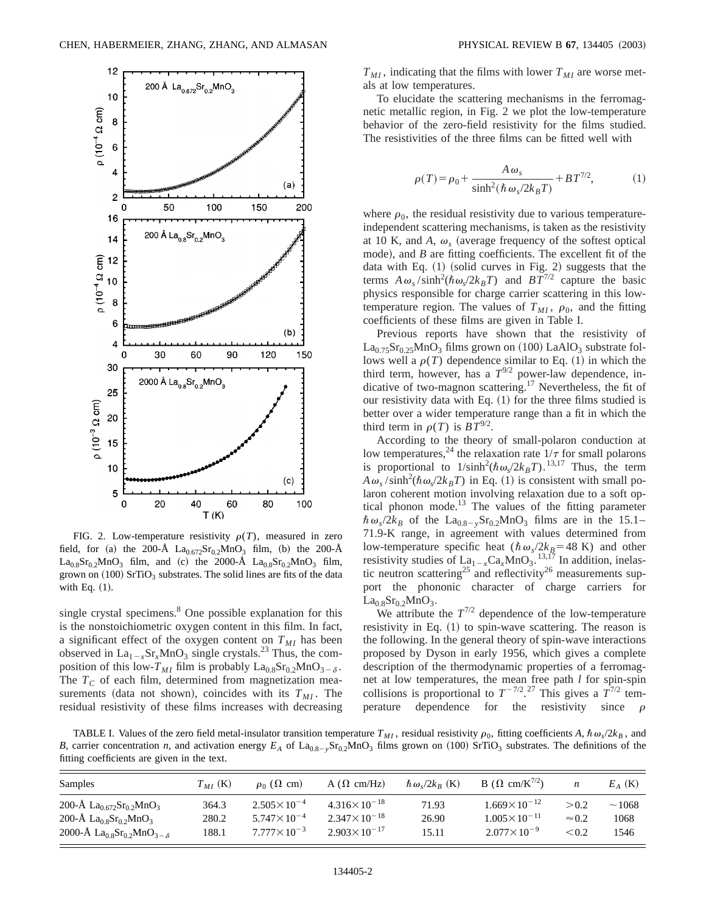FIG. 2. Low-temperature resistivity $\rho(T)$, measured in zero field, for (a) the 200-Å $La_{0.672}Sr_{0.2}MnO_3$ film, (b) the 200-Å $La_{0.8}Sr_{0.2}MnO_3$ film, and (c) the 2000-Å $La_{0.8}Sr_{0.2}MnO_3$ film, grown on (100) $SrTiO_3$ substrates. The solid lines are fits of the data with Eq. (1).

single crystal specimens.[8] One possible explanation for this is the nonstoichiometric oxygen content in this film. In fact, a significant effect of the oxygen content on $T_{MI}$ has been observed in $La_{1-x}Sr_xMnO_3$ single crystals.[23] Thus, the composition of this low-$T_{MI}$ film is probably $La_{0.8}Sr_{0.2}MnO_{3-\delta}$. The $T_C$ of each film, determined from magnetization measurements (data not shown), coincides with its $T_{MI}$. The residual resistivity of these films increases with decreasing $T_{MI}$, indicating that the films with lower $T_{MI}$ are worse metals at low temperatures.

To elucidate the scattering mechanisms in the ferromagnetic metallic region, in Fig. 2 we plot the low-temperature behavior of the zero-field resistivity for the films studied. The resistivities of the three films can be fitted well with

$$\rho(T)=\rho_0+\frac{A\omega_s}{\sinh^2(\hbar\omega_s/2k_BT)}+BT^{7/2}, \tag{1}$$

where $\rho_0$, the residual resistivity due to various temperature-independent scattering mechanisms, is taken as the resistivity at 10 K, and $A$, $\omega_s$ (average frequency of the softest optical mode), and $B$ are fitting coefficients. The excellent fit of the data with Eq. (1) (solid curves in Fig. 2) suggests that the terms $A\omega_s/\sinh^2(\hbar\omega_s/2k_BT)$ and $BT^{7/2}$ capture the basic physics responsible for charge carrier scattering in this low-temperature region. The values of $T_{MI}$, $\rho_0$, and the fitting coefficients of these films are given in Table I.

Previous reports have shown that the resistivity of $La_{0.75}Sr_{0.25}MnO_3$ films grown on (100) $LaAlO_3$ substrate follows well a $\rho(T)$ dependence similar to Eq. (1) in which the third term, however, has a $T^{9/2}$ power-law dependence, indicative of two-magnon scattering.[17] Nevertheless, the fit of our resistivity data with Eq. (1) for the three films studied is better over a wider temperature range than a fit in which the third term in $\rho(T)$ is $BT^{9/2}$.

According to the theory of small-polaron conduction at low temperatures,[24] the relaxation rate $1/\tau$ for small polarons is proportional to $1/\sinh^2(\hbar\omega_s/2k_BT)$.[13,17] Thus, the term $A\omega_s/\sinh^2(\hbar\omega_s/2k_BT)$ in Eq. (1) is consistent with small polaron coherent motion involving relaxation due to a soft optical phonon mode.[13] The values of the fitting parameter $\hbar\omega_s/2k_B$ of the $La_{0.8-y}Sr_{0.2}MnO_3$ films are in the 15.1–71.9-K range, in agreement with values determined from low-temperature specific heat ($\hbar\omega_s/2k_B=48$ K) and other resistivity studies of $La_{1-x}Ca_xMnO_3$.[13,17] In addition, inelastic neutron scattering[25] and reflectivity[26] measurements support the phononic character of charge carriers for $La_{0.8}Sr_{0.2}MnO_3$.

We attribute the $T^{7/2}$ dependence of the low-temperature resistivity in Eq. (1) to spin-wave scattering. The reason is the following. In the general theory of spin-wave interactions proposed by Dyson in early 1956, which gives a complete description of the thermodynamic properties of a ferromagnet at low temperatures, the mean free path $l$ for spin-spin collisions is proportional to $T^{-7/2}$.[27] This gives a $T^{7/2}$ temperature dependence for the resistivity since $\rho$

TABLE I. Values of the zero field metal-insulator transition temperature $T_{MI}$, residual resistivity $\rho_0$, fitting coefficients $A$, $\hbar\omega_s/2k_B$, and $B$, carrier concentration $n$, and activation energy $E_A$ of $La_{0.8-y}Sr_{0.2}MnO_3$ films grown on (100) $SrTiO_3$ substrates. The definitions of the fitting coefficients are given in the text.

| Samples | $T_{MI}$ (K) | $\rho_0$ ($\Omega$ cm) | A ($\Omega$ cm/Hz) | $\hbar\omega_s/2k_B$ (K) | B ($\Omega$ cm/K$^{7/2}$) | $n$ | $E_A$ (K) |
|---|---|---|---|---|---|---|---|
| 200-Å $La_{0.672}Sr_{0.2}MnO_3$ | 364.3 | $2.505\times10^{-4}$ | $4.316\times10^{-18}$ | 71.93 | $1.669\times10^{-12}$ | $>0.2$ | $\sim1068$ |
| 200-Å $La_{0.8}Sr_{0.2}MnO_3$ | 280.2 | $5.747\times10^{-4}$ | $2.347\times10^{-18}$ | 26.90 | $1.005\times10^{-11}$ | $\approx0.2$ | 1068 |
| 2000-Å $La_{0.8}Sr_{0.2}MnO_{3-\delta}$ | 188.1 | $7.777\times10^{-3}$ | $2.903\times10^{-17}$ | 15.11 | $2.077\times10^{-9}$ | $<0.2$ | 1546 |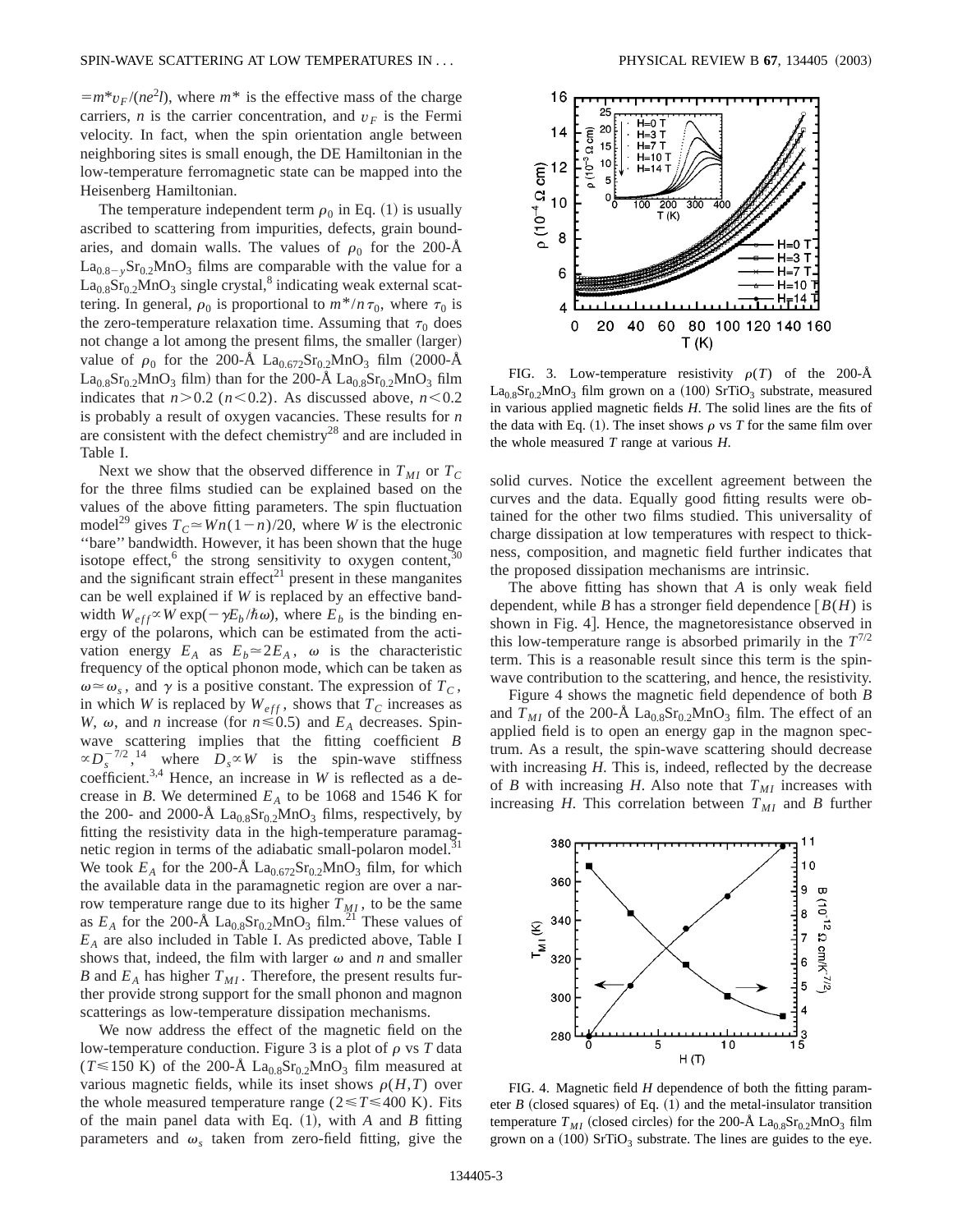$=m^* v_F/(ne^2 l)$, where $m^*$ is the effective mass of the charge carriers, $n$ is the carrier concentration, and $v_F$ is the Fermi velocity. In fact, when the spin orientation angle between neighboring sites is small enough, the DE Hamiltonian in the low-temperature ferromagnetic state can be mapped into the Heisenberg Hamiltonian.

The temperature independent term $\rho_0$ in Eq. (1) is usually ascribed to scattering from impurities, defects, grain boundaries, and domain walls. The values of $\rho_0$ for the 200-Å $La_{0.8-y}Sr_{0.2}MnO_3$ films are comparable with the value for a $La_{0.8}Sr_{0.2}MnO_3$ single crystal,[8] indicating weak external scattering. In general, $\rho_0$ is proportional to $m^*/n\tau_0$, where $\tau_0$ is the zero-temperature relaxation time. Assuming that $\tau_0$ does not change a lot among the present films, the smaller (larger) value of $\rho_0$ for the 200-Å $La_{0.672}Sr_{0.2}MnO_3$ film (2000-Å $La_{0.8}Sr_{0.2}MnO_3$ film) than for the 200-Å $La_{0.8}Sr_{0.2}MnO_3$ film indicates that $n>0.2$ ($n<0.2$). As discussed above, $n<0.2$ is probably a result of oxygen vacancies. These results for $n$ are consistent with the defect chemistry[28] and are included in Table I.

Next we show that the observed difference in $T_{MI}$ or $T_C$ for the three films studied can be explained based on the values of the above fitting parameters. The spin fluctuation model[29] gives $T_C \simeq Wn(1-n)/20$, where $W$ is the electronic "bare" bandwidth. However, it has been shown that the huge isotope effect,[6] the strong sensitivity to oxygen content,[30] and the significant strain effect[21] present in these manganites can be well explained if $W$ is replaced by an effective bandwidth $W_{eff} \propto W \exp(-\gamma E_b/\hbar\omega)$, where $E_b$ is the binding energy of the polarons, which can be estimated from the activation energy $E_A$ as $E_b \simeq 2E_A$, $\omega$ is the characteristic frequency of the optical phonon mode, which can be taken as $\omega \simeq \omega_s$, and $\gamma$ is a positive constant. The expression of $T_C$, in which $W$ is replaced by $W_{eff}$, shows that $T_C$ increases as $W$, $\omega$, and $n$ increase (for $n \leqslant 0.5$) and $E_A$ decreases. Spin-wave scattering implies that the fitting coefficient $B \propto D_s^{-7/2}$,[14] where $D_s \propto W$ is the spin-wave stiffness coefficient.[3,4] Hence, an increase in $W$ is reflected as a decrease in $B$. We determined $E_A$ to be 1068 and 1546 K for the 200- and 2000-Å $La_{0.8}Sr_{0.2}MnO_3$ films, respectively, by fitting the resistivity data in the high-temperature paramagnetic region in terms of the adiabatic small-polaron model.[31] We took $E_A$ for the 200-Å $La_{0.672}Sr_{0.2}MnO_3$ film, for which the available data in the paramagnetic region are over a narrow temperature range due to its higher $T_{MI}$, to be the same as $E_A$ for the 200-Å $La_{0.8}Sr_{0.2}MnO_3$ film.[21] These values of $E_A$ are also included in Table I. As predicted above, Table I shows that, indeed, the film with larger $\omega$ and $n$ and smaller $B$ and $E_A$ has higher $T_{MI}$. Therefore, the present results further provide strong support for the small phonon and magnon scatterings as low-temperature dissipation mechanisms.

We now address the effect of the magnetic field on the low-temperature conduction. Figure 3 is a plot of $\rho$ vs $T$ data ($T \leqslant 150$ K) of the 200-Å $La_{0.8}Sr_{0.2}MnO_3$ film measured at various magnetic fields, while its inset shows $\rho(H,T)$ over the whole measured temperature range ($2 \leqslant T \leqslant 400$ K). Fits of the main panel data with Eq. (1), with $A$ and $B$ fitting parameters and $\omega_s$ taken from zero-field fitting, give the solid curves. Notice the excellent agreement between the curves and the data. Equally good fitting results were obtained for the other two films studied. This universality of charge dissipation at low temperatures with respect to thickness, composition, and magnetic field further indicates that the proposed dissipation mechanisms are intrinsic.

FIG. 3. Low-temperature resistivity $\rho(T)$ of the 200-Å $La_{0.8}Sr_{0.2}MnO_3$ film grown on a (100) $SrTiO_3$ substrate, measured in various applied magnetic fields $H$. The solid lines are the fits of the data with Eq. (1). The inset shows $\rho$ vs $T$ for the same film over the whole measured $T$ range at various $H$.

The above fitting has shown that $A$ is only weak field dependent, while $B$ has a stronger field dependence [$B(H)$ is shown in Fig. 4]. Hence, the magnetoresistance observed in this low-temperature range is absorbed primarily in the $T^{7/2}$ term. This is a reasonable result since this term is the spin-wave contribution to the scattering, and hence, the resistivity.

Figure 4 shows the magnetic field dependence of both $B$ and $T_{MI}$ of the 200-Å $La_{0.8}Sr_{0.2}MnO_3$ film. The effect of an applied field is to open an energy gap in the magnon spectrum. As a result, the spin-wave scattering should decrease with increasing $H$. This is, indeed, reflected by the decrease of $B$ with increasing $H$. Also note that $T_{MI}$ increases with increasing $H$. This correlation between $T_{MI}$ and $B$ further

FIG. 4. Magnetic field $H$ dependence of both the fitting parameter $B$ (closed squares) of Eq. (1) and the metal-insulator transition temperature $T_{MI}$ (closed circles) for the 200-Å $La_{0.8}Sr_{0.2}MnO_3$ film grown on a (100) $SrTiO_3$ substrate. The lines are guides to the eye.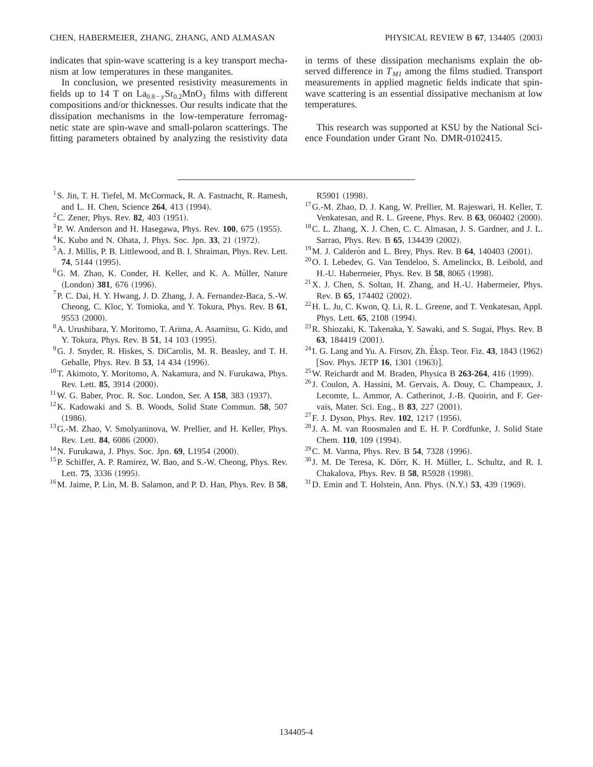indicates that spin-wave scattering is a key transport mechanism at low temperatures in these manganites.

In conclusion, we presented resistivity measurements in fields up to 14 T on $La_{0.8-y}Sr_{0.2}MnO_3$ films with different compositions and/or thicknesses. Our results indicate that the dissipation mechanisms in the low-temperature ferromagnetic state are spin-wave and small-polaron scatterings. The fitting parameters obtained by analyzing the resistivity data in terms of these dissipation mechanisms explain the observed difference in $T_{MI}$ among the films studied. Transport measurements in applied magnetic fields indicate that spin-wave scattering is an essential dissipative mechanism at low temperatures.

This research was supported at KSU by the National Science Foundation under Grant No. DMR-0102415.

---

[1] S. Jin, T. H. Tiefel, M. McCormack, R. A. Fastnacht, R. Ramesh, and L. H. Chen, Science **264**, 413 (1994).
[2] C. Zener, Phys. Rev. **82**, 403 (1951).
[3] P. W. Anderson and H. Hasegawa, Phys. Rev. **100**, 675 (1955).
[4] K. Kubo and N. Ohata, J. Phys. Soc. Jpn. **33**, 21 (1972).
[5] A. J. Millis, P. B. Littlewood, and B. I. Shraiman, Phys. Rev. Lett. **74**, 5144 (1995).
[6] G. M. Zhao, K. Conder, H. Keller, and K. A. Müller, Nature (London) **381**, 676 (1996).
[7] P. C. Dai, H. Y. Hwang, J. D. Zhang, J. A. Fernandez-Baca, S.-W. Cheong, C. Kloc, Y. Tomioka, and Y. Tokura, Phys. Rev. B **61**, 9553 (2000).
[8] A. Urushibara, Y. Moritomo, T. Arima, A. Asamitsu, G. Kido, and Y. Tokura, Phys. Rev. B **51**, 14 103 (1995).
[9] G. J. Snyder, R. Hiskes, S. DiCarolis, M. R. Beasley, and T. H. Geballe, Phys. Rev. B **53**, 14 434 (1996).
[10] T. Akimoto, Y. Moritomo, A. Nakamura, and N. Furukawa, Phys. Rev. Lett. **85**, 3914 (2000).
[11] W. G. Baber, Proc. R. Soc. London, Ser. A **158**, 383 (1937).
[12] K. Kadowaki and S. B. Woods, Solid State Commun. **58**, 507 (1986).
[13] G.-M. Zhao, V. Smolyaninova, W. Prellier, and H. Keller, Phys. Rev. Lett. **84**, 6086 (2000).
[14] N. Furukawa, J. Phys. Soc. Jpn. **69**, L1954 (2000).
[15] P. Schiffer, A. P. Ramirez, W. Bao, and S.-W. Cheong, Phys. Rev. Lett. **75**, 3336 (1995).
[16] M. Jaime, P. Lin, M. B. Salamon, and P. D. Han, Phys. Rev. B **58**, R5901 (1998).
[17] G.-M. Zhao, D. J. Kang, W. Prellier, M. Rajeswari, H. Keller, T. Venkatesan, and R. L. Greene, Phys. Rev. B **63**, 060402 (2000).
[18] C. L. Zhang, X. J. Chen, C. C. Almasan, J. S. Gardner, and J. L. Sarrao, Phys. Rev. B **65**, 134439 (2002).
[19] M. J. Calderón and L. Brey, Phys. Rev. B **64**, 140403 (2001).
[20] O. I. Lebedev, G. Van Tendeloo, S. Amelinckx, B. Leibold, and H.-U. Habermeier, Phys. Rev. B **58**, 8065 (1998).
[21] X. J. Chen, S. Soltan, H. Zhang, and H.-U. Habermeier, Phys. Rev. B **65**, 174402 (2002).
[22] H. L. Ju, C. Kwon, Q. Li, R. L. Greene, and T. Venkatesan, Appl. Phys. Lett. **65**, 2108 (1994).
[23] R. Shiozaki, K. Takenaka, Y. Sawaki, and S. Sugai, Phys. Rev. B **63**, 184419 (2001).
[24] I. G. Lang and Yu. A. Firsov, Zh. Éksp. Teor. Fiz. **43**, 1843 (1962) [Sov. Phys. JETP **16**, 1301 (1963)].
[25] W. Reichardt and M. Braden, Physica B **263-264**, 416 (1999).
[26] J. Coulon, A. Hassini, M. Gervais, A. Douy, C. Champeaux, J. Lecomte, L. Ammor, A. Catherinot, J.-B. Quoirin, and F. Gervais, Mater. Sci. Eng., B **83**, 227 (2001).
[27] F. J. Dyson, Phys. Rev. **102**, 1217 (1956).
[28] J. A. M. van Roosmalen and E. H. P. Cordfunke, J. Solid State Chem. **110**, 109 (1994).
[29] C. M. Varma, Phys. Rev. B **54**, 7328 (1996).
[30] J. M. De Teresa, K. Dörr, K. H. Müller, L. Schultz, and R. I. Chakalova, Phys. Rev. B **58**, R5928 (1998).
[31] D. Emin and T. Holstein, Ann. Phys. (N.Y.) **53**, 439 (1969).